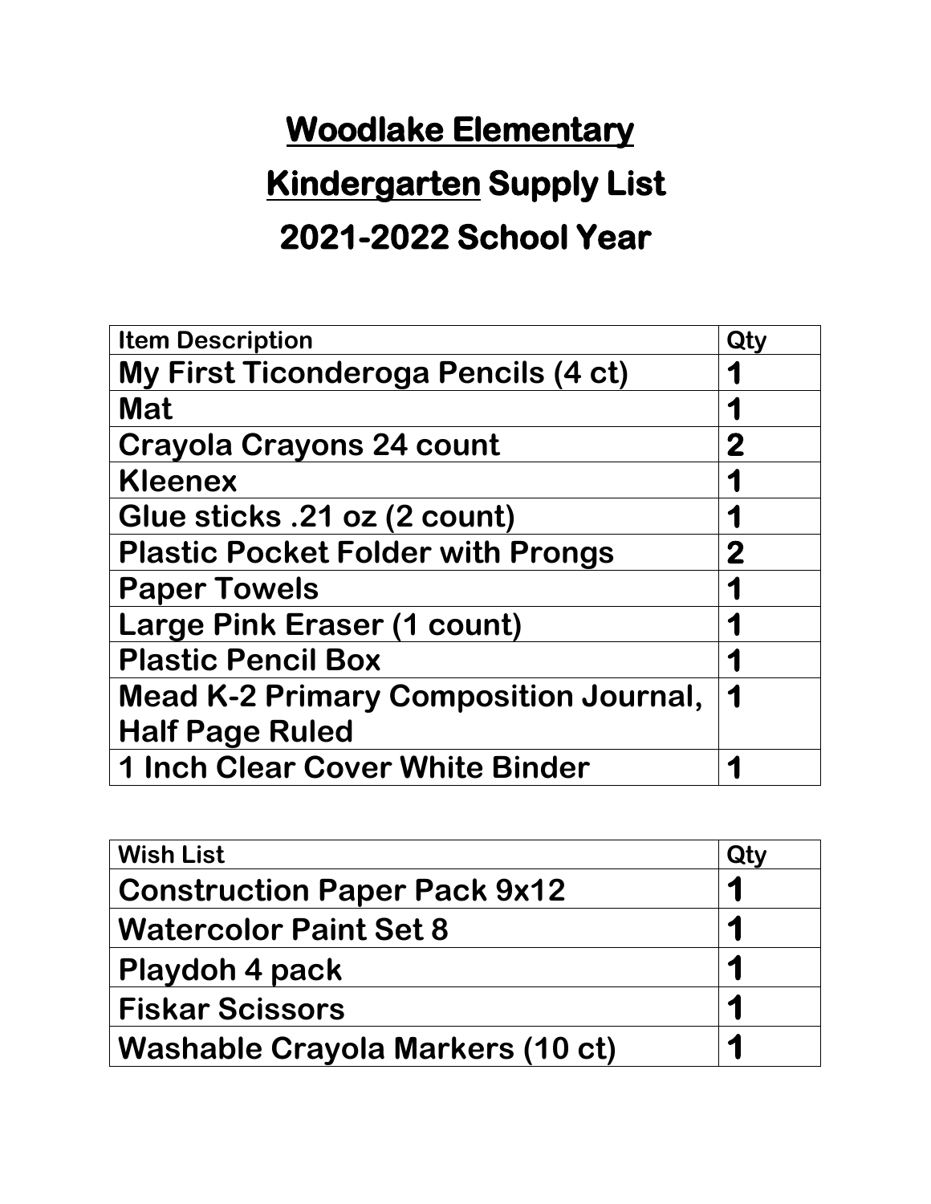# Woodlake Elementary

# Kindergarten Supply List

# 2021-2022 School Year

| Item Description | Qty |
| --- | --- |
| My First Ticonderoga Pencils (4 ct) | 1 |
| Mat | 1 |
| Crayola Crayons 24 count | 2 |
| Kleenex | 1 |
| Glue sticks .21 oz (2 count) | 1 |
| Plastic Pocket Folder with Prongs | 2 |
| Paper Towels | 1 |
| Large Pink Eraser (1 count) | 1 |
| Plastic Pencil Box | 1 |
| Mead K-2 Primary Composition Journal, Half Page Ruled | 1 |
| 1 Inch Clear Cover White Binder | 1 |

| Wish List | Qty |
| --- | --- |
| Construction Paper Pack 9x12 | 1 |
| Watercolor Paint Set 8 | 1 |
| Playdoh 4 pack | 1 |
| Fiskar Scissors | 1 |
| Washable Crayola Markers (10 ct) | 1 |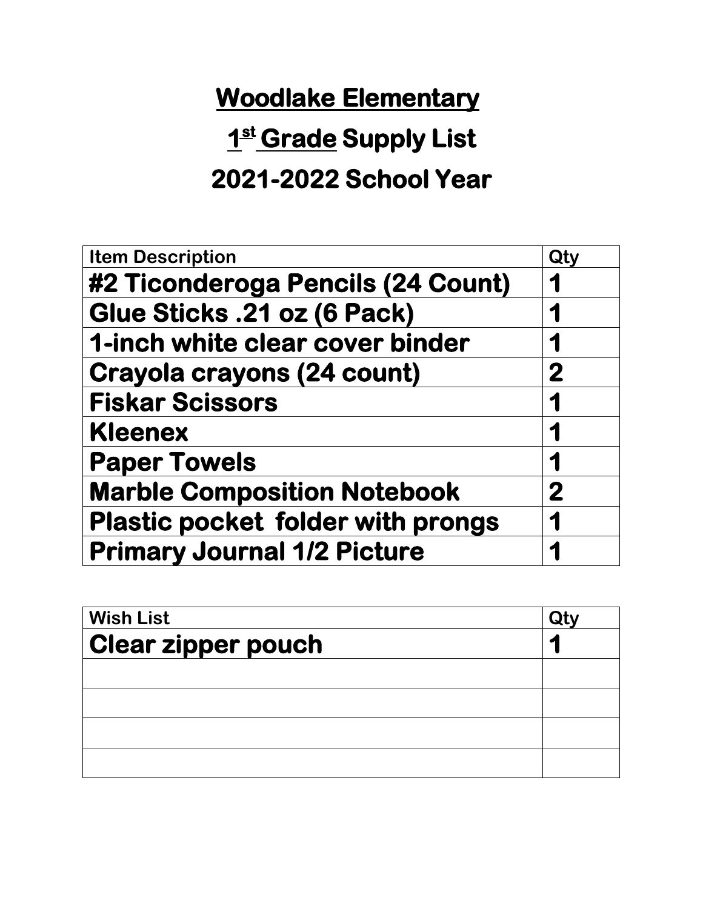# Woodlake Elementary

## 1st Grade Supply List

## 2021-2022 School Year

| Item Description | Qty |
| --- | --- |
| **#2 Ticonderoga Pencils (24 Count)** | **1** |
| **Glue Sticks .21 oz (6 Pack)** | **1** |
| **1-inch white clear cover binder** | **1** |
| **Crayola crayons (24 count)** | **2** |
| **Fiskar Scissors** | **1** |
| **Kleenex** | **1** |
| **Paper Towels** | **1** |
| **Marble Composition Notebook** | **2** |
| **Plastic pocket folder with prongs** | **1** |
| **Primary Journal 1/2 Picture** | **1** |

| Wish List | Qty |
| --- | --- |
| **Clear zipper pouch** | **1** |
| | |
| | |
| | |
| | |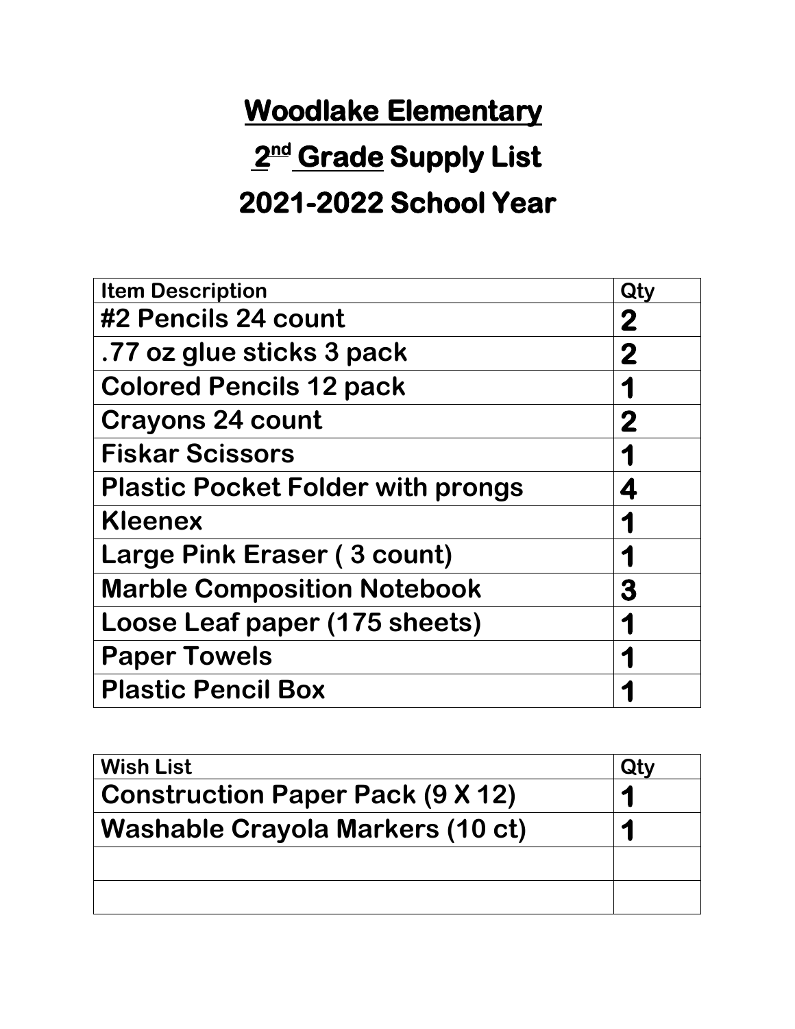# Woodlake Elementary

## 2nd Grade Supply List

## 2021-2022 School Year

| Item Description | Qty |
|---|---|
| #2 Pencils 24 count | 2 |
| .77 oz glue sticks 3 pack | 2 |
| Colored Pencils 12 pack | 1 |
| Crayons 24 count | 2 |
| Fiskar Scissors | 1 |
| Plastic Pocket Folder with prongs | 4 |
| Kleenex | 1 |
| Large Pink Eraser ( 3 count) | 1 |
| Marble Composition Notebook | 3 |
| Loose Leaf paper (175 sheets) | 1 |
| Paper Towels | 1 |
| Plastic Pencil Box | 1 |

| Wish List | Qty |
|---|---|
| Construction Paper Pack (9 X 12) | 1 |
| Washable Crayola Markers (10 ct) | 1 |
| | |
| | |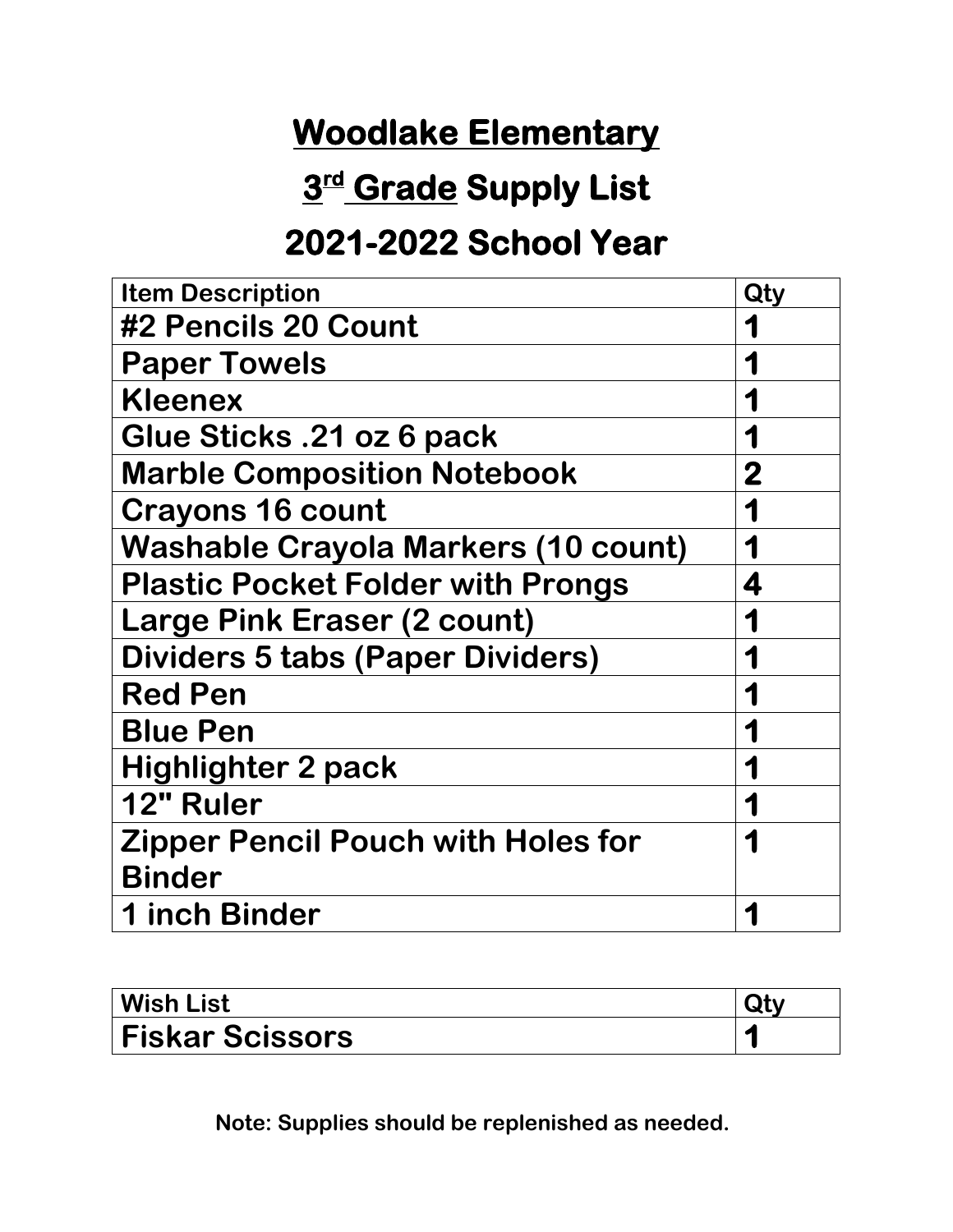# Woodlake Elementary

## 3rd Grade Supply List

## 2021-2022 School Year

| Item Description | Qty |
|---|---|
| #2 Pencils 20 Count | 1 |
| Paper Towels | 1 |
| Kleenex | 1 |
| Glue Sticks .21 oz 6 pack | 1 |
| Marble Composition Notebook | 2 |
| Crayons 16 count | 1 |
| Washable Crayola Markers (10 count) | 1 |
| Plastic Pocket Folder with Prongs | 4 |
| Large Pink Eraser (2 count) | 1 |
| Dividers 5 tabs (Paper Dividers) | 1 |
| Red Pen | 1 |
| Blue Pen | 1 |
| Highlighter 2 pack | 1 |
| 12" Ruler | 1 |
| Zipper Pencil Pouch with Holes for Binder | 1 |
| 1 inch Binder | 1 |

| Wish List | Qty |
|---|---|
| Fiskar Scissors | 1 |

**Note: Supplies should be replenished as needed.**